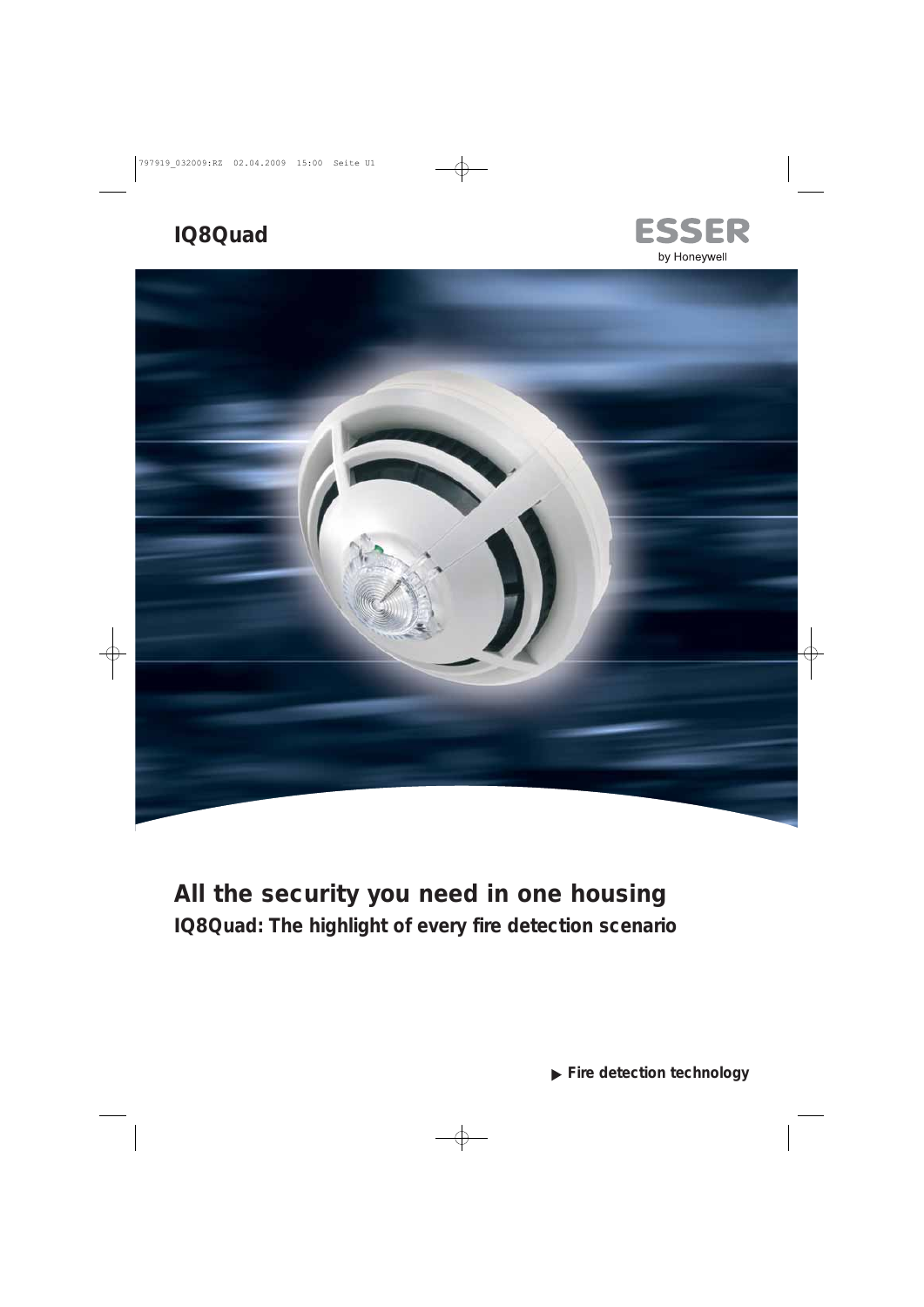# IQ8Quad

ESSER
by Honeywell

## All the security you need in one housing

### IQ8Quad: The highlight of every fire detection scenario

▶ **Fire detection technology**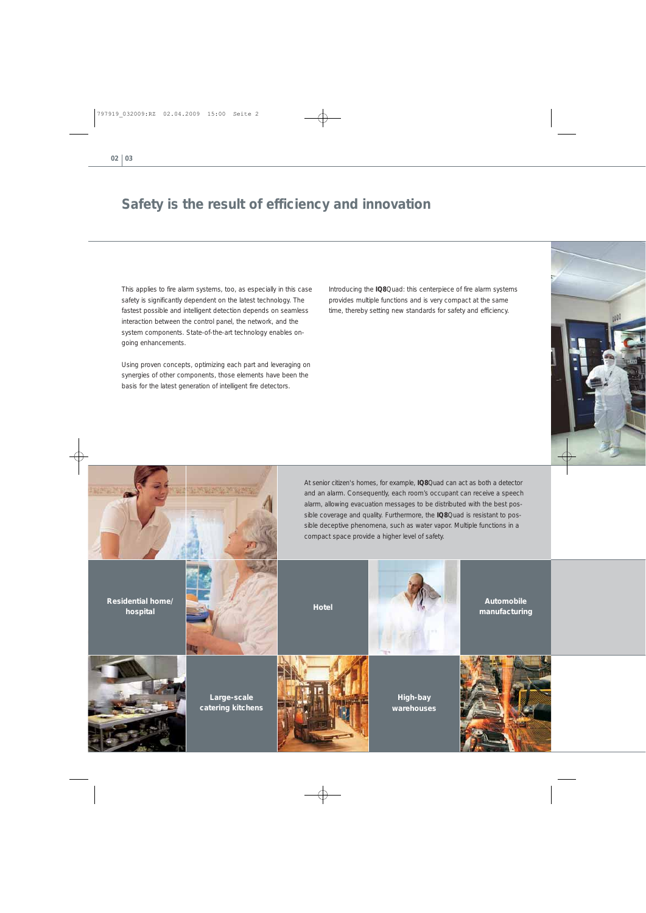# Safety is the result of efficiency and innovation

This applies to fire alarm systems, too, as especially in this case safety is significantly dependent on the latest technology. The fastest possible and intelligent detection depends on seamless interaction between the control panel, the network, and the system components. State-of-the-art technology enables ongoing enhancements.

Using proven concepts, optimizing each part and leveraging on synergies of other components, those elements have been the basis for the latest generation of intelligent fire detectors.

Introducing the **IQ8**Quad: this centerpiece of fire alarm systems provides multiple functions and is very compact at the same time, thereby setting new standards for safety and efficiency.

At senior citizen's homes, for example, **IQ8**Quad can act as both a detector and an alarm. Consequently, each room's occupant can receive a speech alarm, allowing evacuation messages to be distributed with the best possible coverage and quality. Furthermore, the **IQ8**Quad is resistant to possible deceptive phenomena, such as water vapor. Multiple functions in a compact space provide a higher level of safety.

**Residential home/ hospital**

**Hotel**

**Automobile manufacturing**

**Large-scale catering kitchens**

**High-bay warehouses**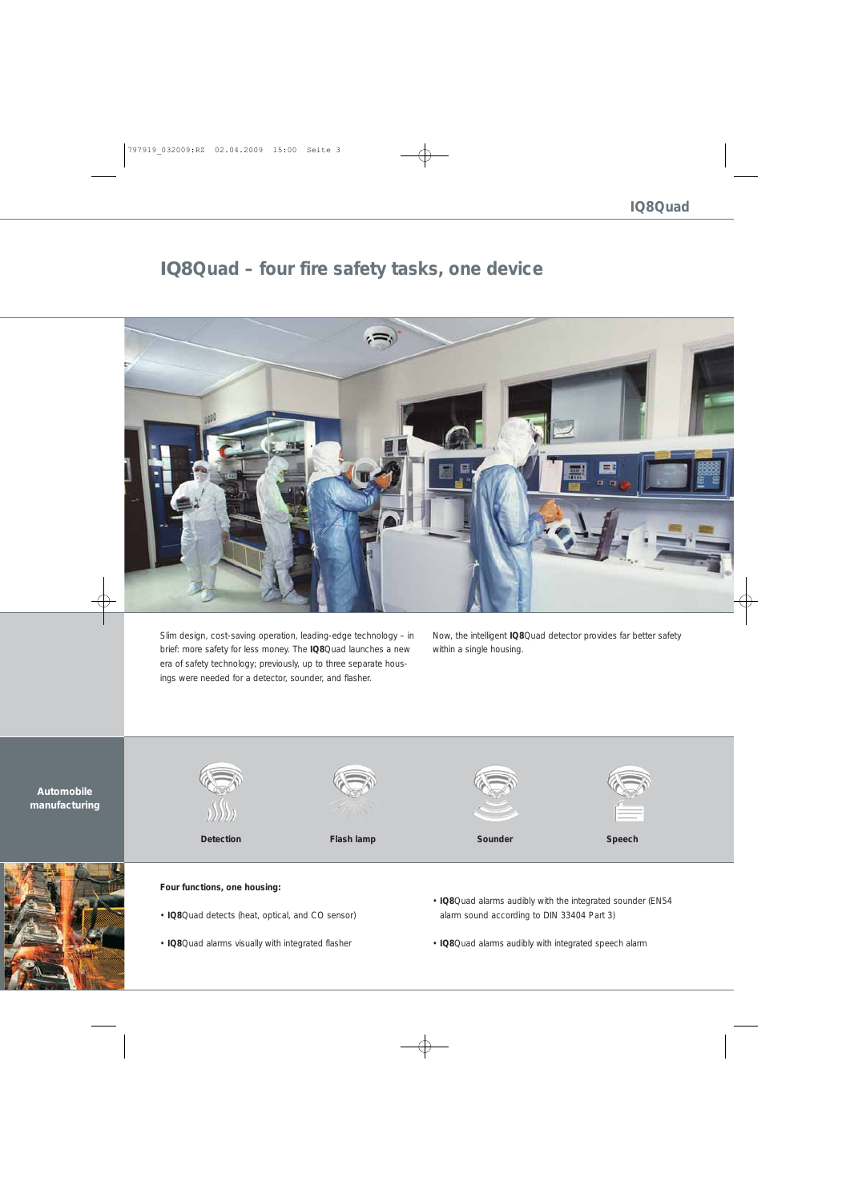# IQ8Quad – four fire safety tasks, one device

Slim design, cost-saving operation, leading-edge technology – in brief: more safety for less money. The **IQ8**Quad launches a new era of safety technology; previously, up to three separate housings were needed for a detector, sounder, and flasher.

Now, the intelligent **IQ8**Quad detector provides far better safety within a single housing.

**Automobile manufacturing**

Detection | Flash lamp | Sounder | Speech

**Four functions, one housing:**

- **IQ8**Quad detects (heat, optical, and CO sensor)
- **IQ8**Quad alarms visually with integrated flasher
- **IQ8**Quad alarms audibly with the integrated sounder (EN54 alarm sound according to DIN 33404 Part 3)
- **IQ8**Quad alarms audibly with integrated speech alarm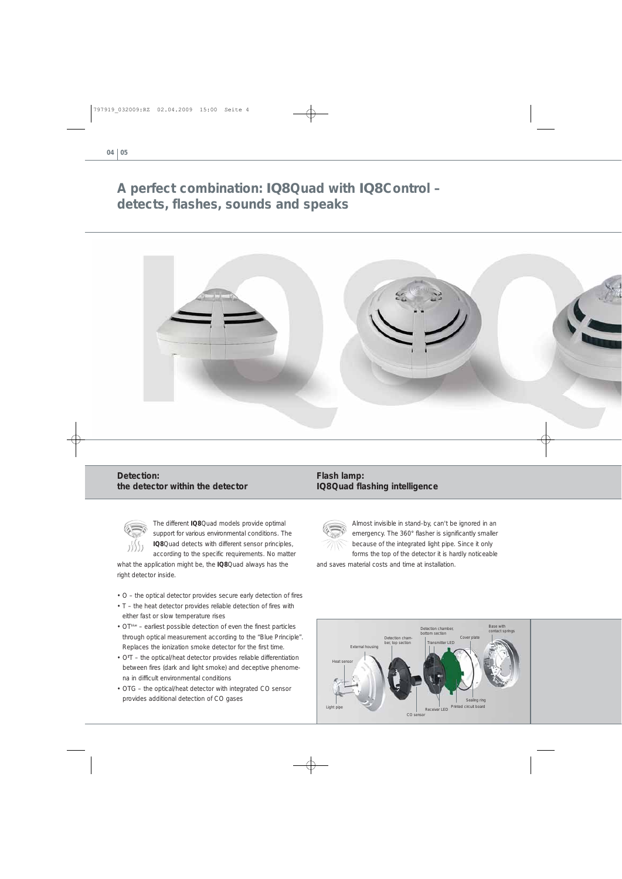# A perfect combination: IQ8Quad with IQ8Control – detects, flashes, sounds and speaks

## Detection: the detector within the detector

The different **IQ8**Quad models provide optimal support for various environmental conditions. The **IQ8**Quad detects with different sensor principles, according to the specific requirements. No matter what the application might be, the **IQ8**Quad always has the right detector inside.

- O – the optical detector provides secure early detection of fires
- T – the heat detector provides reliable detection of fires with either fast or slow temperature rises
- OT[blue] – earliest possible detection of even the finest particles through optical measurement according to the "Blue Principle". Replaces the ionization smoke detector for the first time.
- O²T – the optical/heat detector provides reliable differentiation between fires (dark and light smoke) and deceptive phenomena in difficult environmental conditions
- OTG – the optical/heat detector with integrated CO sensor provides additional detection of CO gases

## Flash lamp: IQ8Quad flashing intelligence

Almost invisible in stand-by, can't be ignored in an emergency. The 360° flasher is significantly smaller because of the integrated light pipe. Since it only forms the top of the detector it is hardly noticeable and saves material costs and time at installation.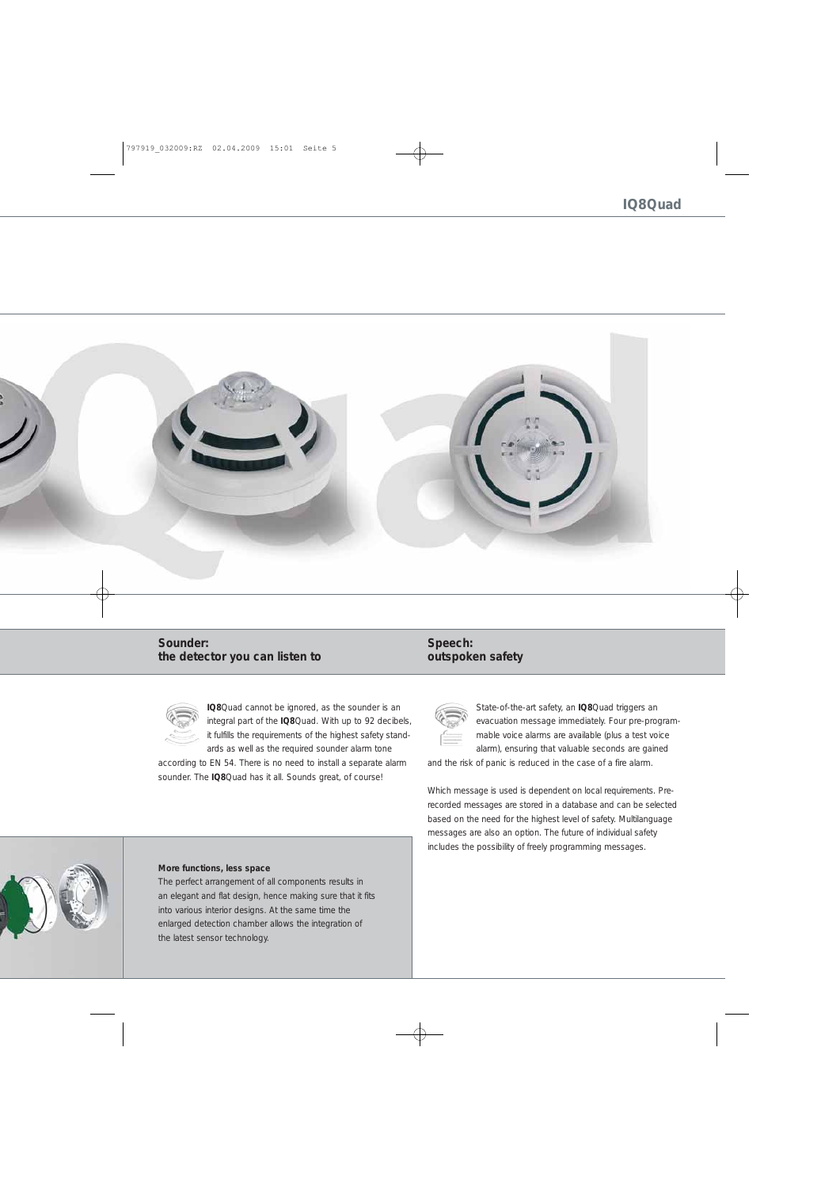## Sounder: the detector you can listen to

**IQ8**Quad cannot be ignored, as the sounder is an integral part of the **IQ8**Quad. With up to 92 decibels, it fulfills the requirements of the highest safety standards as well as the required sounder alarm tone according to EN 54. There is no need to install a separate alarm sounder. The **IQ8**Quad has it all. Sounds great, of course!

## Speech: outspoken safety

State-of-the-art safety, an **IQ8**Quad triggers an evacuation message immediately. Four pre-programmable voice alarms are available (plus a test voice alarm), ensuring that valuable seconds are gained and the risk of panic is reduced in the case of a fire alarm.

Which message is used is dependent on local requirements. Pre-recorded messages are stored in a database and can be selected based on the need for the highest level of safety. Multilanguage messages are also an option. The future of individual safety includes the possibility of freely programming messages.

**More functions, less space**

The perfect arrangement of all components results in an elegant and flat design, hence making sure that it fits into various interior designs. At the same time the enlarged detection chamber allows the integration of the latest sensor technology.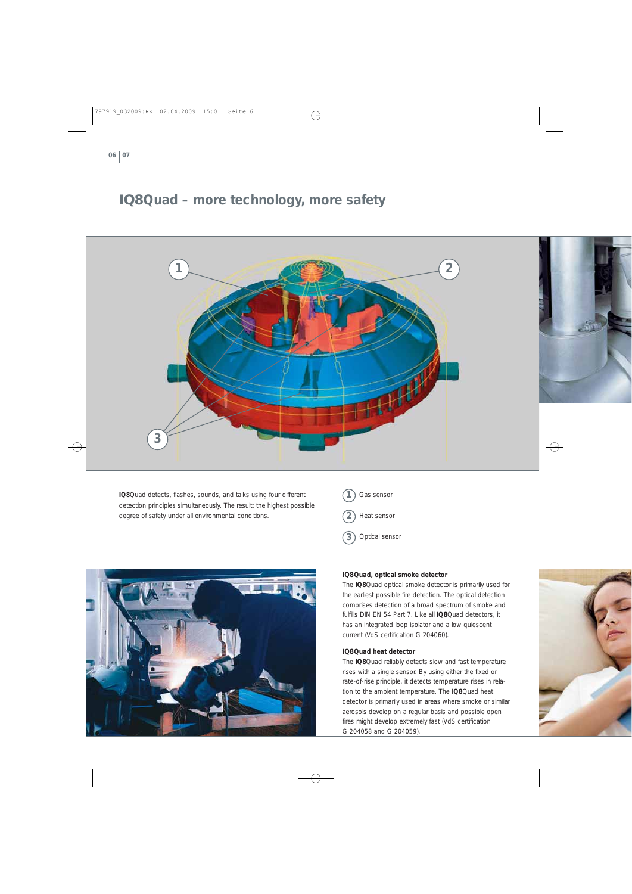# IQ8Quad – more technology, more safety

**IQ8**Quad detects, flashes, sounds, and talks using four different detection principles simultaneously. The result: the highest possible degree of safety under all environmental conditions.

1. Gas sensor
2. Heat sensor
3. Optical sensor

### IQ8Quad, optical smoke detector

The **IQ8**Quad optical smoke detector is primarily used for the earliest possible fire detection. The optical detection comprises detection of a broad spectrum of smoke and fulfills DIN EN 54 Part 7. Like all **IQ8**Quad detectors, it has an integrated loop isolator and a low quiescent current (VdS certification G 204060).

### IQ8Quad heat detector

The **IQ8**Quad reliably detects slow and fast temperature rises with a single sensor. By using either the fixed or rate-of-rise principle, it detects temperature rises in relation to the ambient temperature. The **IQ8**Quad heat detector is primarily used in areas where smoke or similar aerosols develop on a regular basis and possible open fires might develop extremely fast (VdS certification G 204058 and G 204059).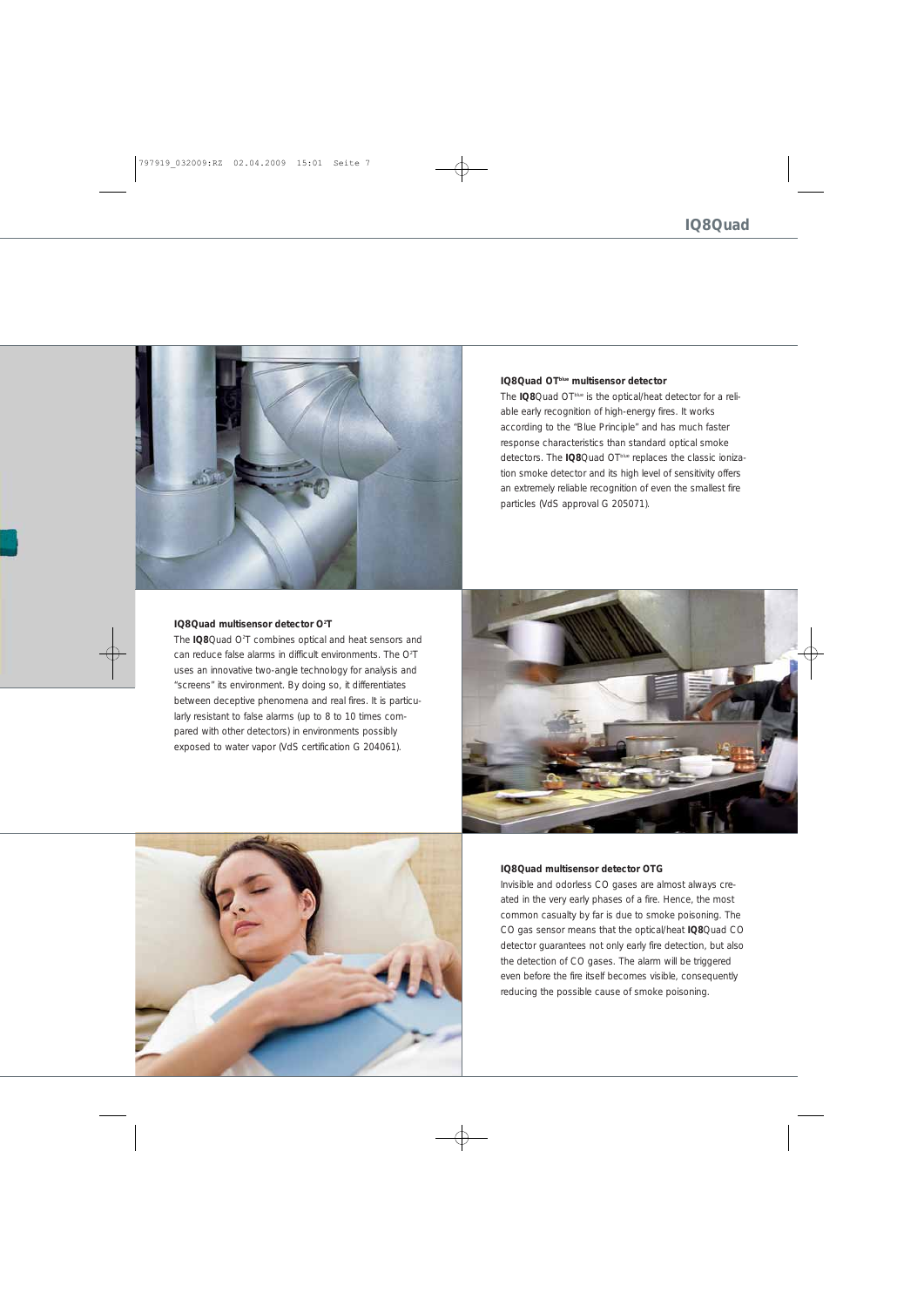### IQ8Quad OT$^{blue}$ multisensor detector

The **IQ8**Quad OT$^{blue}$ is the optical/heat detector for a reliable early recognition of high-energy fires. It works according to the "Blue Principle" and has much faster response characteristics than standard optical smoke detectors. The **IQ8**Quad OT$^{blue}$ replaces the classic ionization smoke detector and its high level of sensitivity offers an extremely reliable recognition of even the smallest fire particles (VdS approval G 205071).

### IQ8Quad multisensor detector O$^2$T

The **IQ8**Quad O$^2$T combines optical and heat sensors and can reduce false alarms in difficult environments. The O$^2$T uses an innovative two-angle technology for analysis and "screens" its environment. By doing so, it differentiates between deceptive phenomena and real fires. It is particularly resistant to false alarms (up to 8 to 10 times compared with other detectors) in environments possibly exposed to water vapor (VdS certification G 204061).

### IQ8Quad multisensor detector OTG

Invisible and odorless CO gases are almost always created in the very early phases of a fire. Hence, the most common casualty by far is due to smoke poisoning. The CO gas sensor means that the optical/heat **IQ8**Quad CO detector guarantees not only early fire detection, but also the detection of CO gases. The alarm will be triggered even before the fire itself becomes visible, consequently reducing the possible cause of smoke poisoning.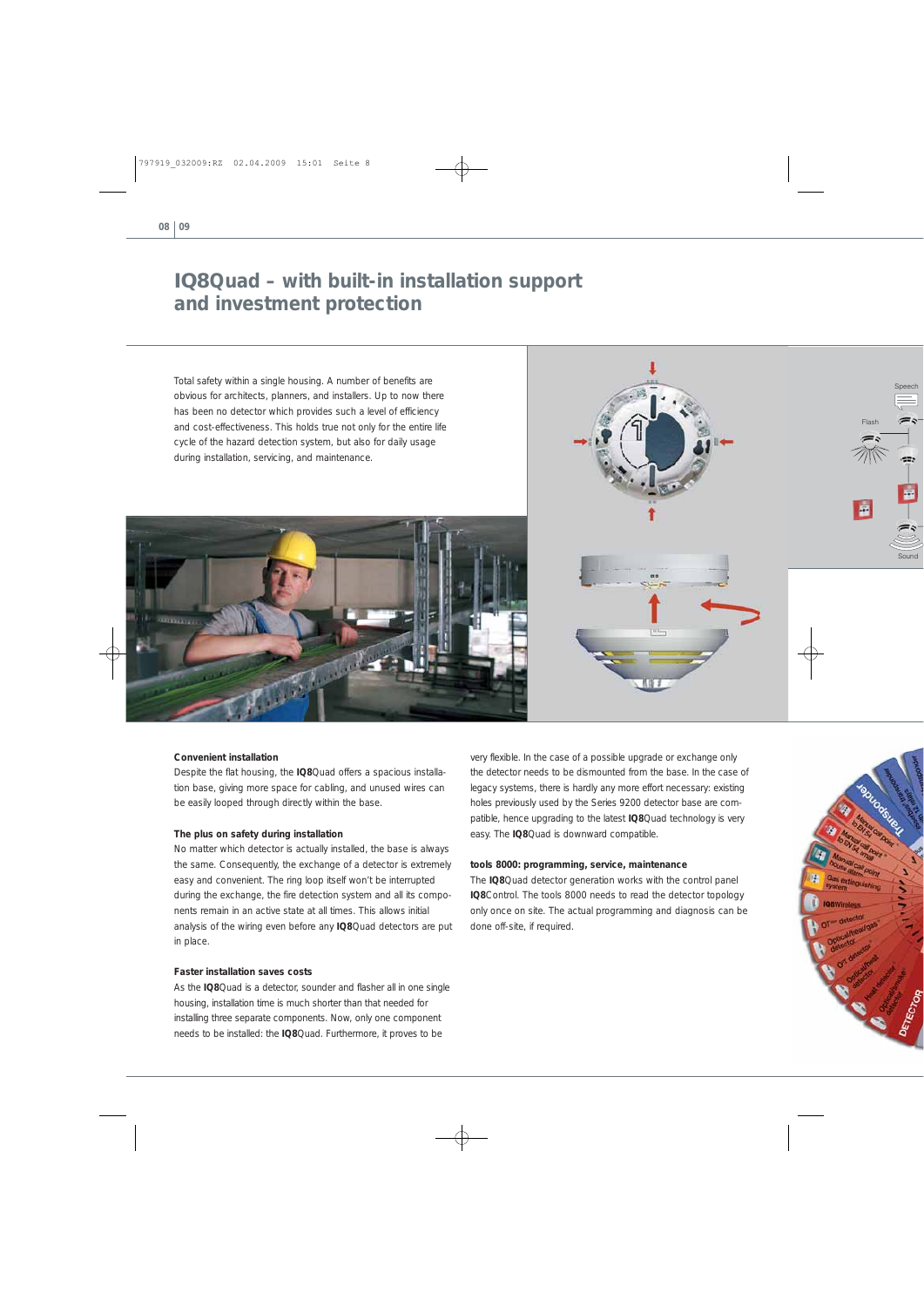# IQ8Quad – with built-in installation support and investment protection

Total safety within a single housing. A number of benefits are obvious for architects, planners, and installers. Up to now there has been no detector which provides such a level of efficiency and cost-effectiveness. This holds true not only for the entire life cycle of the hazard detection system, but also for daily usage during installation, servicing, and maintenance.

### Convenient installation

Despite the flat housing, the **IQ8**Quad offers a spacious installation base, giving more space for cabling, and unused wires can be easily looped through directly within the base.

### The plus on safety during installation

No matter which detector is actually installed, the base is always the same. Consequently, the exchange of a detector is extremely easy and convenient. The ring loop itself won't be interrupted during the exchange, the fire detection system and all its components remain in an active state at all times. This allows initial analysis of the wiring even before any **IQ8**Quad detectors are put in place.

### Faster installation saves costs

As the **IQ8**Quad is a detector, sounder and flasher all in one single housing, installation time is much shorter than that needed for installing three separate components. Now, only one component needs to be installed: the **IQ8**Quad. Furthermore, it proves to be very flexible. In the case of a possible upgrade or exchange only the detector needs to be dismounted from the base. In the case of legacy systems, there is hardly any more effort necessary: existing holes previously used by the Series 9200 detector base are compatible, hence upgrading to the latest **IQ8**Quad technology is very easy. The **IQ8**Quad is downward compatible.

### tools 8000: programming, service, maintenance

The **IQ8**Quad detector generation works with the control panel **IQ8**Control. The tools 8000 needs to read the detector topology only once on site. The actual programming and diagnosis can be done off-site, if required.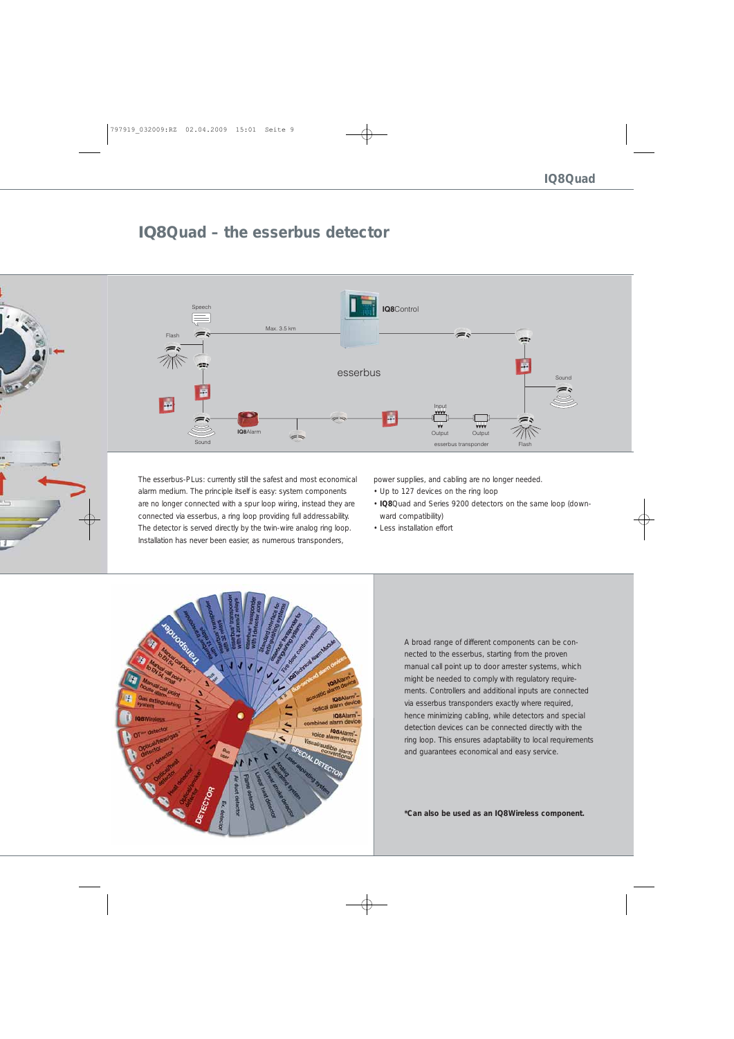# IQ8Quad – the esserbus detector

The esserbus-PLus: currently still the safest and most economical alarm medium. The principle itself is easy: system components are no longer connected with a spur loop wiring, instead they are connected via esserbus, a ring loop providing full addressability. The detector is served directly by the twin-wire analog ring loop. Installation has never been easier, as numerous transponders, power supplies, and cabling are no longer needed.

- Up to 127 devices on the ring loop
- **IQ8**Quad and Series 9200 detectors on the same loop (downward compatibility)
- Less installation effort

A broad range of different components can be connected to the esserbus, starting from the proven manual call point up to door arrester systems, which might be needed to comply with regulatory requirements. Controllers and additional inputs are connected via esserbus transponders exactly where required, hence minimizing cabling, while detectors and special detection devices can be connected directly with the ring loop. This ensures adaptability to local requirements and guarantees economical and easy service.

**\*Can also be used as an IQ8Wireless component.**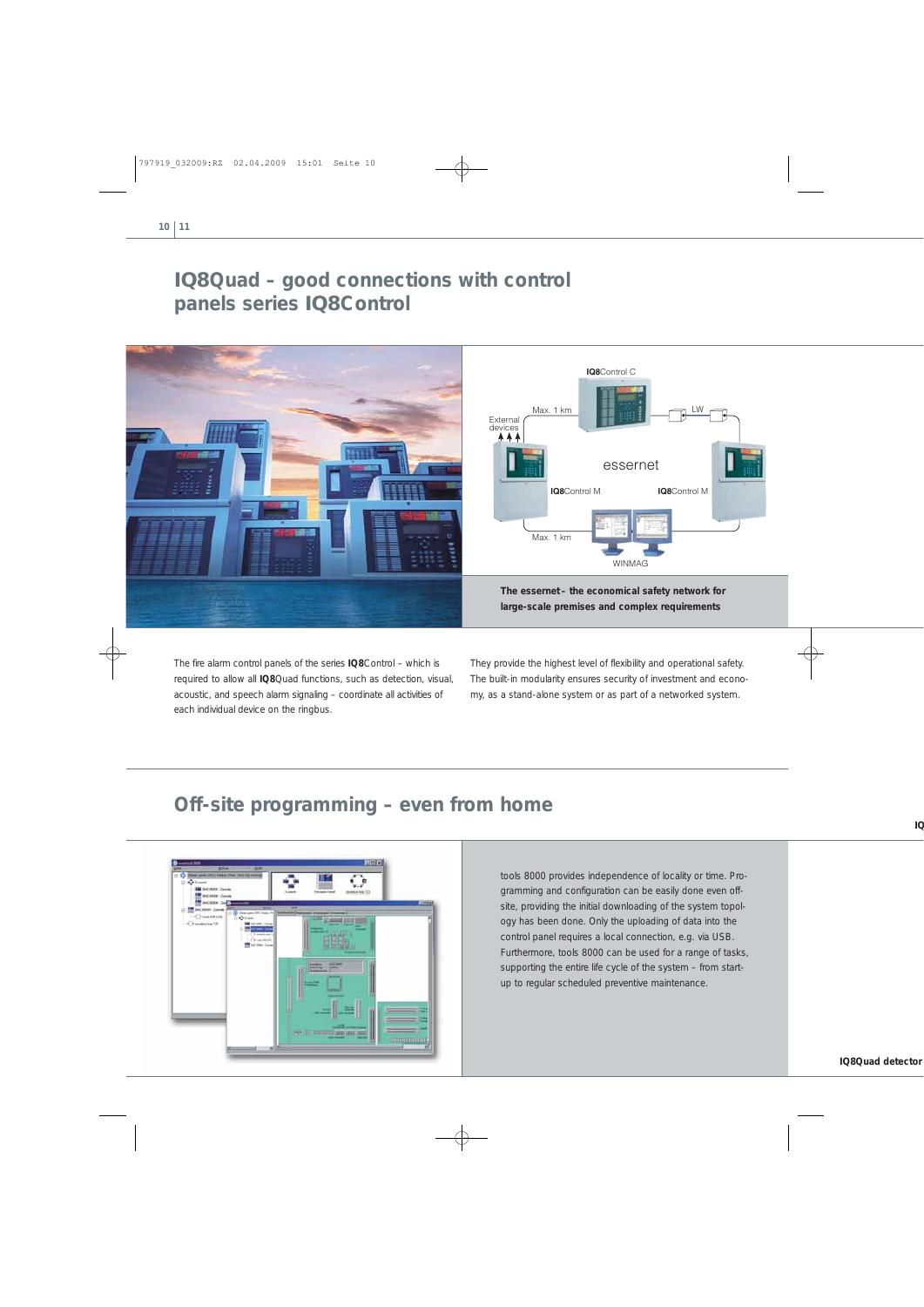# IQ8Quad – good connections with control panels series IQ8Control

**The essernet – the economical safety network for large-scale premises and complex requirements**

The fire alarm control panels of the series **IQ8**Control – which is required to allow all **IQ8**Quad functions, such as detection, visual, acoustic, and speech alarm signaling – coordinate all activities of each individual device on the ringbus.

They provide the highest level of flexibility and operational safety. The built-in modularity ensures security of investment and economy, as a stand-alone system or as part of a networked system.

# Off-site programming – even from home

tools 8000 provides independence of locality or time. Programming and configuration can be easily done even off-site, providing the initial downloading of the system topology has been done. Only the uploading of data into the control panel requires a local connection, e.g. via USB. Furthermore, tools 8000 can be used for a range of tasks, supporting the entire life cycle of the system – from start-up to regular scheduled preventive maintenance.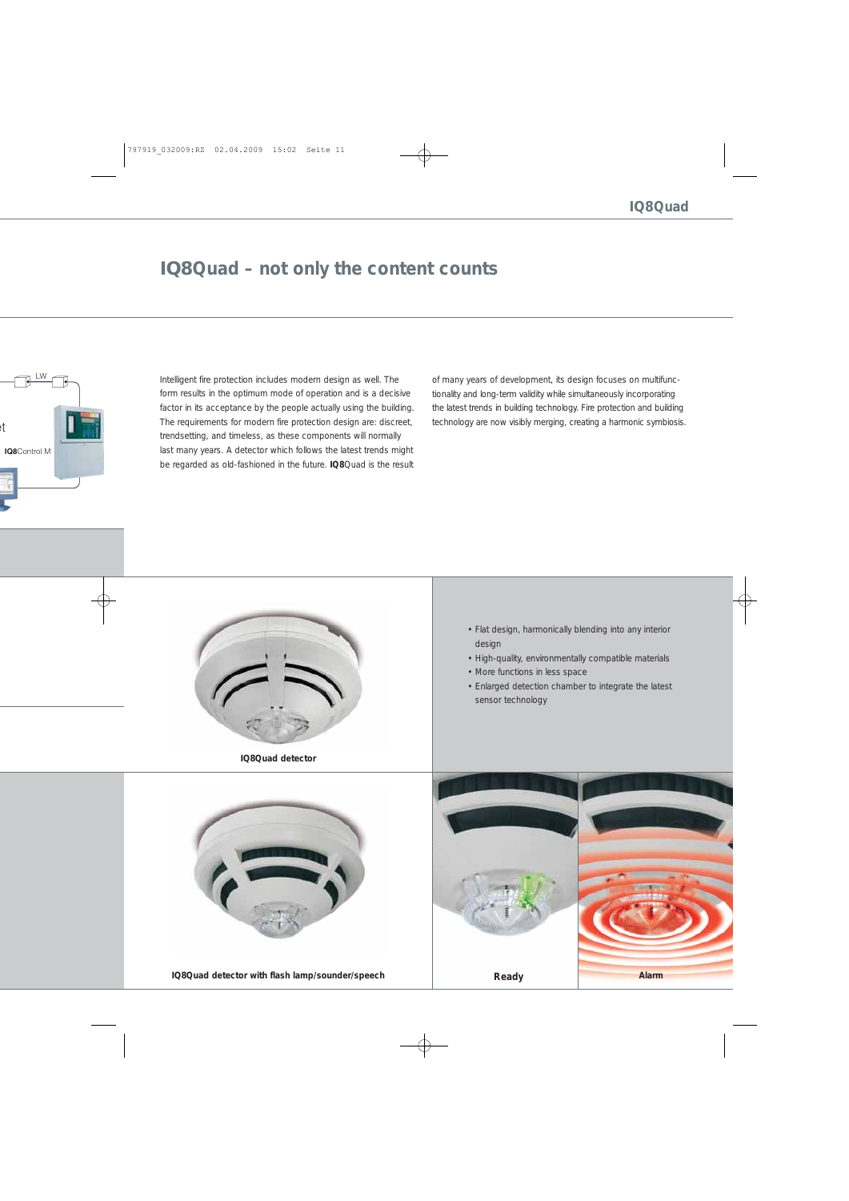# IQ8Quad – not only the content counts

Intelligent fire protection includes modern design as well. The form results in the optimum mode of operation and is a decisive factor in its acceptance by the people actually using the building. The requirements for modern fire protection design are: discreet, trendsetting, and timeless, as these components will normally last many years. A detector which follows the latest trends might be regarded as old-fashioned in the future. **IQ8**Quad is the result of many years of development, its design focuses on multifunctionality and long-term validity while simultaneously incorporating the latest trends in building technology. Fire protection and building technology are now visibly merging, creating a harmonic symbiosis.

IQ8Quad detector

- Flat design, harmonically blending into any interior design
- High-quality, environmentally compatible materials
- More functions in less space
- Enlarged detection chamber to integrate the latest sensor technology

IQ8Quad detector with flash lamp/sounder/speech

Ready

Alarm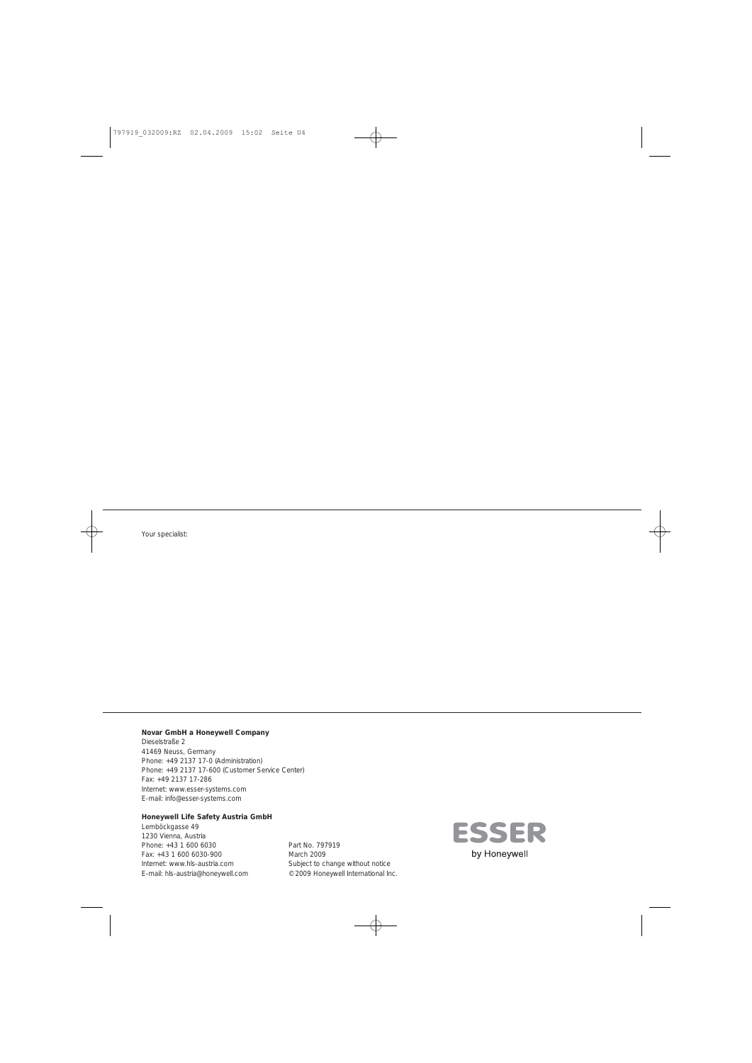Your specialist:

**Novar GmbH a Honeywell Company**
Dieselstraße 2
41469 Neuss, Germany
Phone: +49 2137 17-0 (Administration)
Phone: +49 2137 17-600 (Customer Service Center)
Fax: +49 2137 17-286
Internet: www.esser-systems.com
E-mail: info@esser-systems.com

**Honeywell Life Safety Austria GmbH**
Lemböckgasse 49
1230 Vienna, Austria
Phone: +43 1 600 6030
Fax: +43 1 600 6030-900
Internet: www.hls-austria.com
E-mail: hls-austria@honeywell.com

Part No. 797919
March 2009
Subject to change without notice
©2009 Honeywell International Inc.

ESSER
by Honeywell